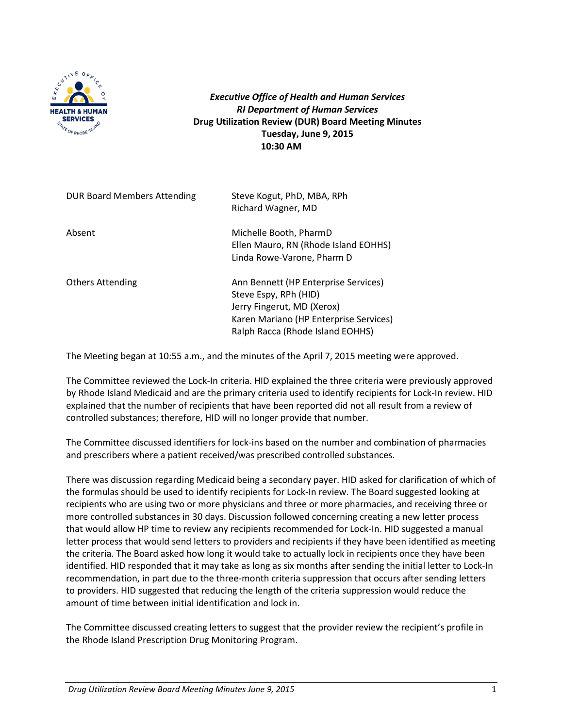***Executive Office of Health and Human Services***
***RI Department of Human Services***
**Drug Utilization Review (DUR) Board Meeting Minutes**
**Tuesday, June 9, 2015**
**10:30 AM**

| | |
|---|---|
| DUR Board Members Attending | Steve Kogut, PhD, MBA, RPh<br>Richard Wagner, MD |
| Absent | Michelle Booth, PharmD<br>Ellen Mauro, RN (Rhode Island EOHHS)<br>Linda Rowe-Varone, Pharm D |
| Others Attending | Ann Bennett (HP Enterprise Services)<br>Steve Espy, RPh (HID)<br>Jerry Fingerut, MD (Xerox)<br>Karen Mariano (HP Enterprise Services)<br>Ralph Racca (Rhode Island EOHHS) |

The Meeting began at 10:55 a.m., and the minutes of the April 7, 2015 meeting were approved.

The Committee reviewed the Lock-In criteria. HID explained the three criteria were previously approved by Rhode Island Medicaid and are the primary criteria used to identify recipients for Lock-In review. HID explained that the number of recipients that have been reported did not all result from a review of controlled substances; therefore, HID will no longer provide that number.

The Committee discussed identifiers for lock-ins based on the number and combination of pharmacies and prescribers where a patient received/was prescribed controlled substances.

There was discussion regarding Medicaid being a secondary payer. HID asked for clarification of which of the formulas should be used to identify recipients for Lock-In review. The Board suggested looking at recipients who are using two or more physicians and three or more pharmacies, and receiving three or more controlled substances in 30 days. Discussion followed concerning creating a new letter process that would allow HP time to review any recipients recommended for Lock-In. HID suggested a manual letter process that would send letters to providers and recipients if they have been identified as meeting the criteria. The Board asked how long it would take to actually lock in recipients once they have been identified. HID responded that it may take as long as six months after sending the initial letter to Lock-In recommendation, in part due to the three-month criteria suppression that occurs after sending letters to providers. HID suggested that reducing the length of the criteria suppression would reduce the amount of time between initial identification and lock in.

The Committee discussed creating letters to suggest that the provider review the recipient's profile in the Rhode Island Prescription Drug Monitoring Program.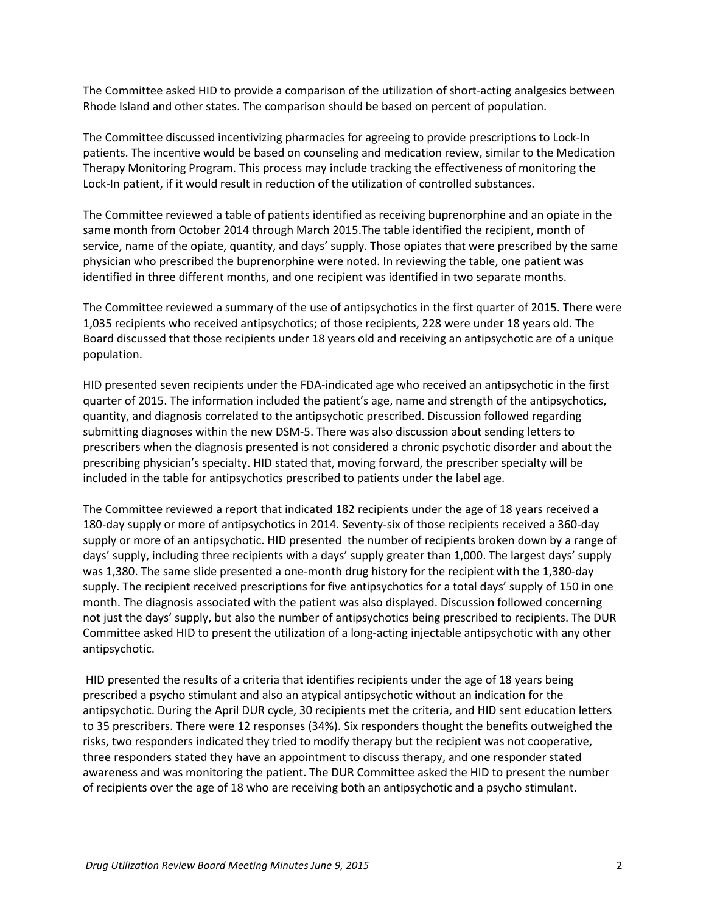The Committee asked HID to provide a comparison of the utilization of short-acting analgesics between Rhode Island and other states. The comparison should be based on percent of population.

The Committee discussed incentivizing pharmacies for agreeing to provide prescriptions to Lock-In patients. The incentive would be based on counseling and medication review, similar to the Medication Therapy Monitoring Program. This process may include tracking the effectiveness of monitoring the Lock-In patient, if it would result in reduction of the utilization of controlled substances.

The Committee reviewed a table of patients identified as receiving buprenorphine and an opiate in the same month from October 2014 through March 2015.The table identified the recipient, month of service, name of the opiate, quantity, and days' supply. Those opiates that were prescribed by the same physician who prescribed the buprenorphine were noted. In reviewing the table, one patient was identified in three different months, and one recipient was identified in two separate months.

The Committee reviewed a summary of the use of antipsychotics in the first quarter of 2015. There were 1,035 recipients who received antipsychotics; of those recipients, 228 were under 18 years old. The Board discussed that those recipients under 18 years old and receiving an antipsychotic are of a unique population.

HID presented seven recipients under the FDA-indicated age who received an antipsychotic in the first quarter of 2015. The information included the patient's age, name and strength of the antipsychotics, quantity, and diagnosis correlated to the antipsychotic prescribed. Discussion followed regarding submitting diagnoses within the new DSM-5. There was also discussion about sending letters to prescribers when the diagnosis presented is not considered a chronic psychotic disorder and about the prescribing physician's specialty. HID stated that, moving forward, the prescriber specialty will be included in the table for antipsychotics prescribed to patients under the label age.

The Committee reviewed a report that indicated 182 recipients under the age of 18 years received a 180-day supply or more of antipsychotics in 2014. Seventy-six of those recipients received a 360-day supply or more of an antipsychotic. HID presented the number of recipients broken down by a range of days' supply, including three recipients with a days' supply greater than 1,000. The largest days' supply was 1,380. The same slide presented a one-month drug history for the recipient with the 1,380-day supply. The recipient received prescriptions for five antipsychotics for a total days' supply of 150 in one month. The diagnosis associated with the patient was also displayed. Discussion followed concerning not just the days' supply, but also the number of antipsychotics being prescribed to recipients. The DUR Committee asked HID to present the utilization of a long-acting injectable antipsychotic with any other antipsychotic.

HID presented the results of a criteria that identifies recipients under the age of 18 years being prescribed a psycho stimulant and also an atypical antipsychotic without an indication for the antipsychotic. During the April DUR cycle, 30 recipients met the criteria, and HID sent education letters to 35 prescribers. There were 12 responses (34%). Six responders thought the benefits outweighed the risks, two responders indicated they tried to modify therapy but the recipient was not cooperative, three responders stated they have an appointment to discuss therapy, and one responder stated awareness and was monitoring the patient. The DUR Committee asked the HID to present the number of recipients over the age of 18 who are receiving both an antipsychotic and a psycho stimulant.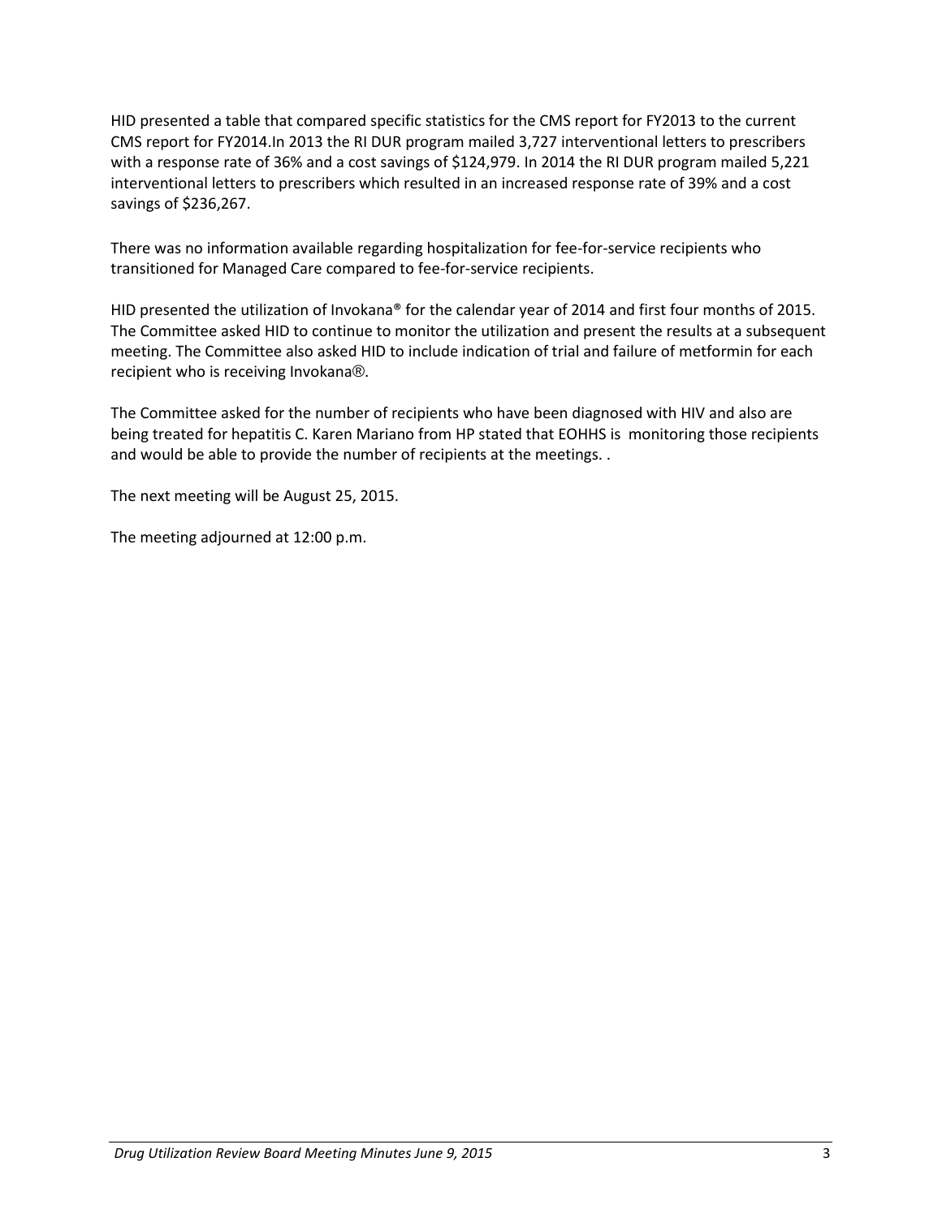HID presented a table that compared specific statistics for the CMS report for FY2013 to the current CMS report for FY2014.In 2013 the RI DUR program mailed 3,727 interventional letters to prescribers with a response rate of 36% and a cost savings of $124,979. In 2014 the RI DUR program mailed 5,221 interventional letters to prescribers which resulted in an increased response rate of 39% and a cost savings of $236,267.

There was no information available regarding hospitalization for fee-for-service recipients who transitioned for Managed Care compared to fee-for-service recipients.

HID presented the utilization of Invokana® for the calendar year of 2014 and first four months of 2015. The Committee asked HID to continue to monitor the utilization and present the results at a subsequent meeting. The Committee also asked HID to include indication of trial and failure of metformin for each recipient who is receiving Invokana®.

The Committee asked for the number of recipients who have been diagnosed with HIV and also are being treated for hepatitis C. Karen Mariano from HP stated that EOHHS is monitoring those recipients and would be able to provide the number of recipients at the meetings. .

The next meeting will be August 25, 2015.

The meeting adjourned at 12:00 p.m.